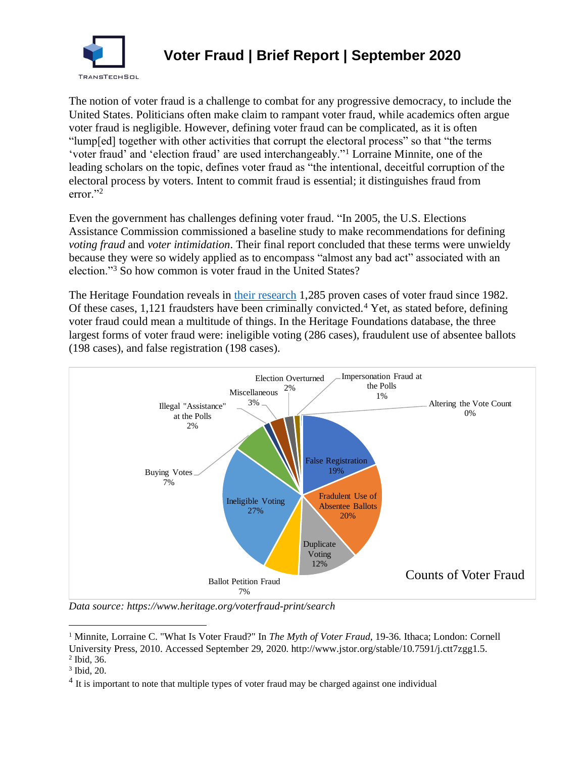# Voter Fraud | Brief Report | September 2020

TRANSTECHSOL

The notion of voter fraud is a challenge to combat for any progressive democracy, to include the United States. Politicians often make claim to rampant voter fraud, while academics often argue voter fraud is negligible. However, defining voter fraud can be complicated, as it is often "lump[ed] together with other activities that corrupt the electoral process" so that "the terms 'voter fraud' and 'election fraud' are used interchangeably."[1] Lorraine Minnite, one of the leading scholars on the topic, defines voter fraud as "the intentional, deceitful corruption of the electoral process by voters. Intent to commit fraud is essential; it distinguishes fraud from error."[2]

Even the government has challenges defining voter fraud. "In 2005, the U.S. Elections Assistance Commission commissioned a baseline study to make recommendations for defining *voting fraud* and *voter intimidation*. Their final report concluded that these terms were unwieldy because they were so widely applied as to encompass "almost any bad act" associated with an election."[3] So how common is voter fraud in the United States?

The Heritage Foundation reveals in their research 1,285 proven cases of voter fraud since 1982. Of these cases, 1,121 fraudsters have been criminally convicted.[4] Yet, as stated before, defining voter fraud could mean a multitude of things. In the Heritage Foundations database, the three largest forms of voter fraud were: ineligible voting (286 cases), fraudulent use of absentee ballots (198 cases), and false registration (198 cases).

Counts of Voter Fraud

| Category | Percentage |
|---|---|
| False Registration | 19% |
| Fradulent Use of Absentee Ballots | 20% |
| Duplicate Voting | 12% |
| Ballot Petition Fraud | 7% |
| Ineligible Voting | 27% |
| Buying Votes | 7% |
| Illegal "Assistance" at the Polls | 2% |
| Miscellaneous | 3% |
| Election Overturned | 2% |
| Impersonation Fraud at the Polls | 1% |
| Altering the Vote Count | 0% |

*Data source: https://www.heritage.org/voterfraud-print/search*

---

[1] Minnite, Lorraine C. "What Is Voter Fraud?" In *The Myth of Voter Fraud*, 19-36. Ithaca; London: Cornell University Press, 2010. Accessed September 29, 2020. http://www.jstor.org/stable/10.7591/j.ctt7zgg1.5.

[2] Ibid, 36.

[3] Ibid, 20.

[4] It is important to note that multiple types of voter fraud may be charged against one individual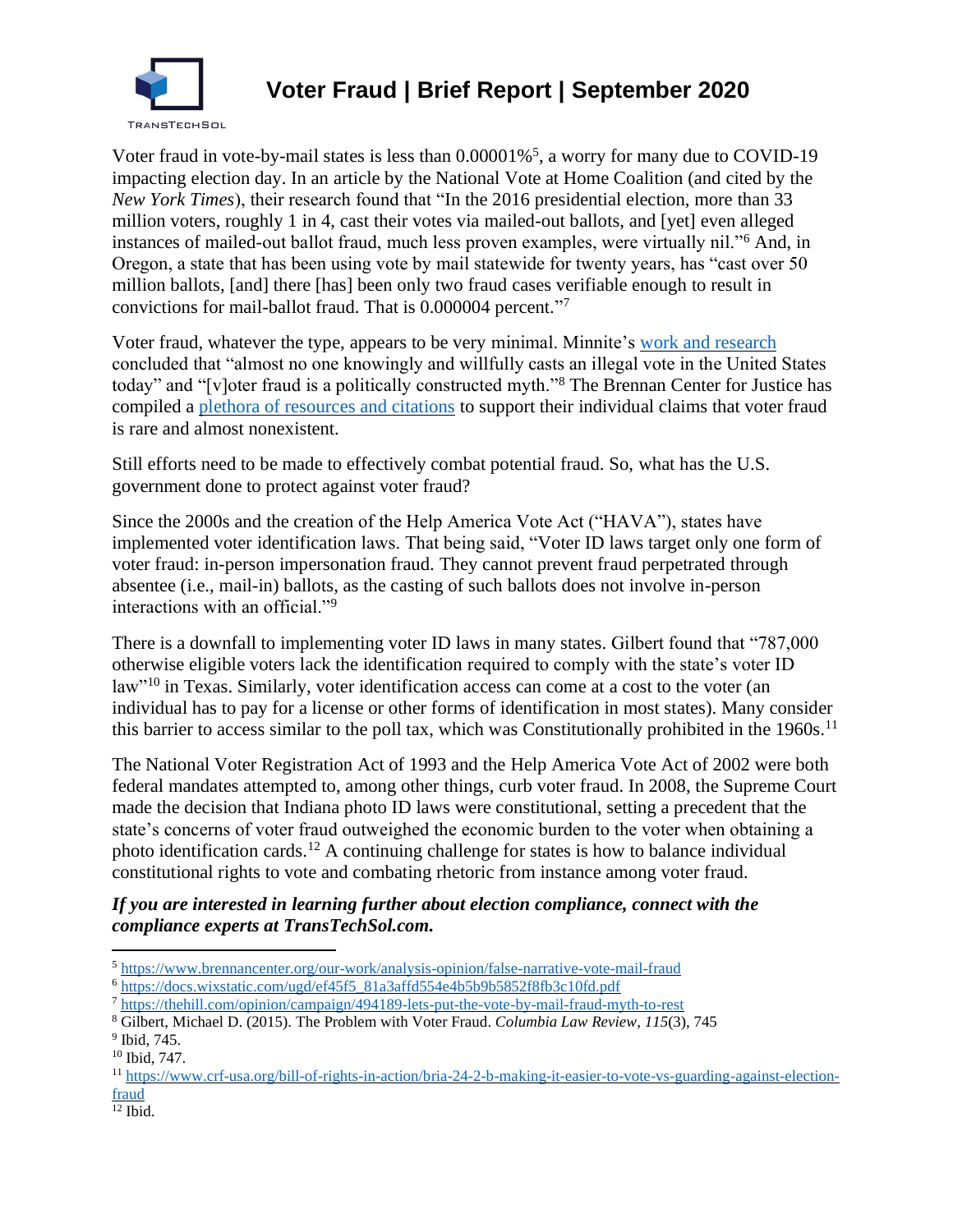# Voter Fraud | Brief Report | September 2020

Voter fraud in vote-by-mail states is less than 0.00001%[5], a worry for many due to COVID-19 impacting election day. In an article by the National Vote at Home Coalition (and cited by the *New York Times*), their research found that "In the 2016 presidential election, more than 33 million voters, roughly 1 in 4, cast their votes via mailed-out ballots, and [yet] even alleged instances of mailed-out ballot fraud, much less proven examples, were virtually nil."[6] And, in Oregon, a state that has been using vote by mail statewide for twenty years, has "cast over 50 million ballots, [and] there [has] been only two fraud cases verifiable enough to result in convictions for mail-ballot fraud. That is 0.000004 percent."[7]

Voter fraud, whatever the type, appears to be very minimal. Minnite's work and research concluded that "almost no one knowingly and willfully casts an illegal vote in the United States today" and "[v]oter fraud is a politically constructed myth."[8] The Brennan Center for Justice has compiled a plethora of resources and citations to support their individual claims that voter fraud is rare and almost nonexistent.

Still efforts need to be made to effectively combat potential fraud. So, what has the U.S. government done to protect against voter fraud?

Since the 2000s and the creation of the Help America Vote Act ("HAVA"), states have implemented voter identification laws. That being said, "Voter ID laws target only one form of voter fraud: in-person impersonation fraud. They cannot prevent fraud perpetrated through absentee (i.e., mail-in) ballots, as the casting of such ballots does not involve in-person interactions with an official."[9]

There is a downfall to implementing voter ID laws in many states. Gilbert found that "787,000 otherwise eligible voters lack the identification required to comply with the state's voter ID law"[10] in Texas. Similarly, voter identification access can come at a cost to the voter (an individual has to pay for a license or other forms of identification in most states). Many consider this barrier to access similar to the poll tax, which was Constitutionally prohibited in the 1960s.[11]

The National Voter Registration Act of 1993 and the Help America Vote Act of 2002 were both federal mandates attempted to, among other things, curb voter fraud. In 2008, the Supreme Court made the decision that Indiana photo ID laws were constitutional, setting a precedent that the state's concerns of voter fraud outweighed the economic burden to the voter when obtaining a photo identification cards.[12] A continuing challenge for states is how to balance individual constitutional rights to vote and combating rhetoric from instance among voter fraud.

***If you are interested in learning further about election compliance, connect with the compliance experts at TransTechSol.com.***

---

[5] https://www.brennancenter.org/our-work/analysis-opinion/false-narrative-vote-mail-fraud
[6] https://docs.wixstatic.com/ugd/ef45f5_81a3affd554e4b5b9b5852f8fb3c10fd.pdf
[7] https://thehill.com/opinion/campaign/494189-lets-put-the-vote-by-mail-fraud-myth-to-rest
[8] Gilbert, Michael D. (2015). The Problem with Voter Fraud. *Columbia Law Review*, *115*(3), 745
[9] Ibid, 745.
[10] Ibid, 747.
[11] https://www.crf-usa.org/bill-of-rights-in-action/bria-24-2-b-making-it-easier-to-vote-vs-guarding-against-election-fraud
[12] Ibid.